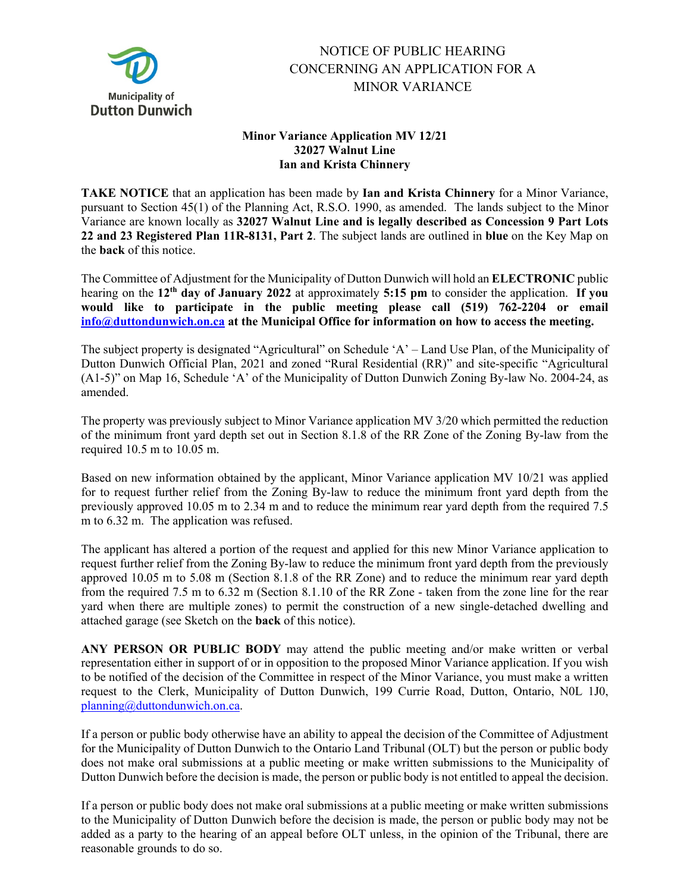Municipality of Dutton Dunwich

# NOTICE OF PUBLIC HEARING CONCERNING AN APPLICATION FOR A MINOR VARIANCE

**Minor Variance Application MV 12/21**
**32027 Walnut Line**
**Ian and Krista Chinnery**

**TAKE NOTICE** that an application has been made by **Ian and Krista Chinnery** for a Minor Variance, pursuant to Section 45(1) of the Planning Act, R.S.O. 1990, as amended. The lands subject to the Minor Variance are known locally as **32027 Walnut Line and is legally described as Concession 9 Part Lots 22 and 23 Registered Plan 11R-8131, Part 2**. The subject lands are outlined in **blue** on the Key Map on the **back** of this notice.

The Committee of Adjustment for the Municipality of Dutton Dunwich will hold an **ELECTRONIC** public hearing on the **12th day of January 2022** at approximately **5:15 pm** to consider the application. **If you would like to participate in the public meeting please call (519) 762-2204 or email info@duttondunwich.on.ca at the Municipal Office for information on how to access the meeting.**

The subject property is designated "Agricultural" on Schedule 'A' – Land Use Plan, of the Municipality of Dutton Dunwich Official Plan, 2021 and zoned "Rural Residential (RR)" and site-specific "Agricultural (A1-5)" on Map 16, Schedule 'A' of the Municipality of Dutton Dunwich Zoning By-law No. 2004-24, as amended.

The property was previously subject to Minor Variance application MV 3/20 which permitted the reduction of the minimum front yard depth set out in Section 8.1.8 of the RR Zone of the Zoning By-law from the required 10.5 m to 10.05 m.

Based on new information obtained by the applicant, Minor Variance application MV 10/21 was applied for to request further relief from the Zoning By-law to reduce the minimum front yard depth from the previously approved 10.05 m to 2.34 m and to reduce the minimum rear yard depth from the required 7.5 m to 6.32 m. The application was refused.

The applicant has altered a portion of the request and applied for this new Minor Variance application to request further relief from the Zoning By-law to reduce the minimum front yard depth from the previously approved 10.05 m to 5.08 m (Section 8.1.8 of the RR Zone) and to reduce the minimum rear yard depth from the required 7.5 m to 6.32 m (Section 8.1.10 of the RR Zone - taken from the zone line for the rear yard when there are multiple zones) to permit the construction of a new single-detached dwelling and attached garage (see Sketch on the **back** of this notice).

**ANY PERSON OR PUBLIC BODY** may attend the public meeting and/or make written or verbal representation either in support of or in opposition to the proposed Minor Variance application. If you wish to be notified of the decision of the Committee in respect of the Minor Variance, you must make a written request to the Clerk, Municipality of Dutton Dunwich, 199 Currie Road, Dutton, Ontario, N0L 1J0, planning@duttondunwich.on.ca.

If a person or public body otherwise have an ability to appeal the decision of the Committee of Adjustment for the Municipality of Dutton Dunwich to the Ontario Land Tribunal (OLT) but the person or public body does not make oral submissions at a public meeting or make written submissions to the Municipality of Dutton Dunwich before the decision is made, the person or public body is not entitled to appeal the decision.

If a person or public body does not make oral submissions at a public meeting or make written submissions to the Municipality of Dutton Dunwich before the decision is made, the person or public body may not be added as a party to the hearing of an appeal before OLT unless, in the opinion of the Tribunal, there are reasonable grounds to do so.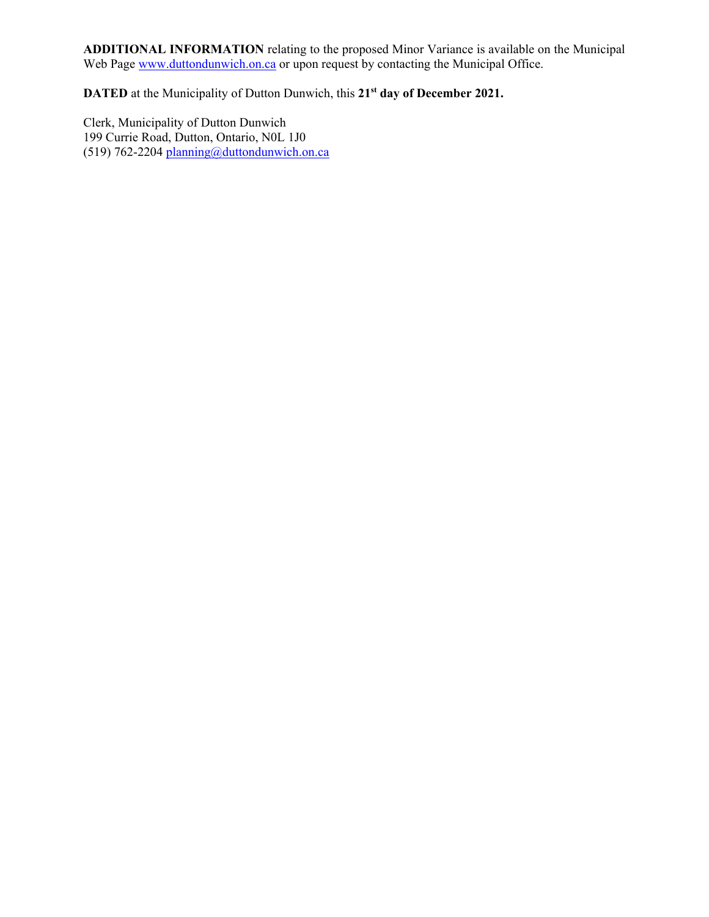**ADDITIONAL INFORMATION** relating to the proposed Minor Variance is available on the Municipal Web Page www.duttondunwich.on.ca or upon request by contacting the Municipal Office.

**DATED** at the Municipality of Dutton Dunwich, this **21st day of December 2021.**

Clerk, Municipality of Dutton Dunwich
199 Currie Road, Dutton, Ontario, N0L 1J0
(519) 762-2204 planning@duttondunwich.on.ca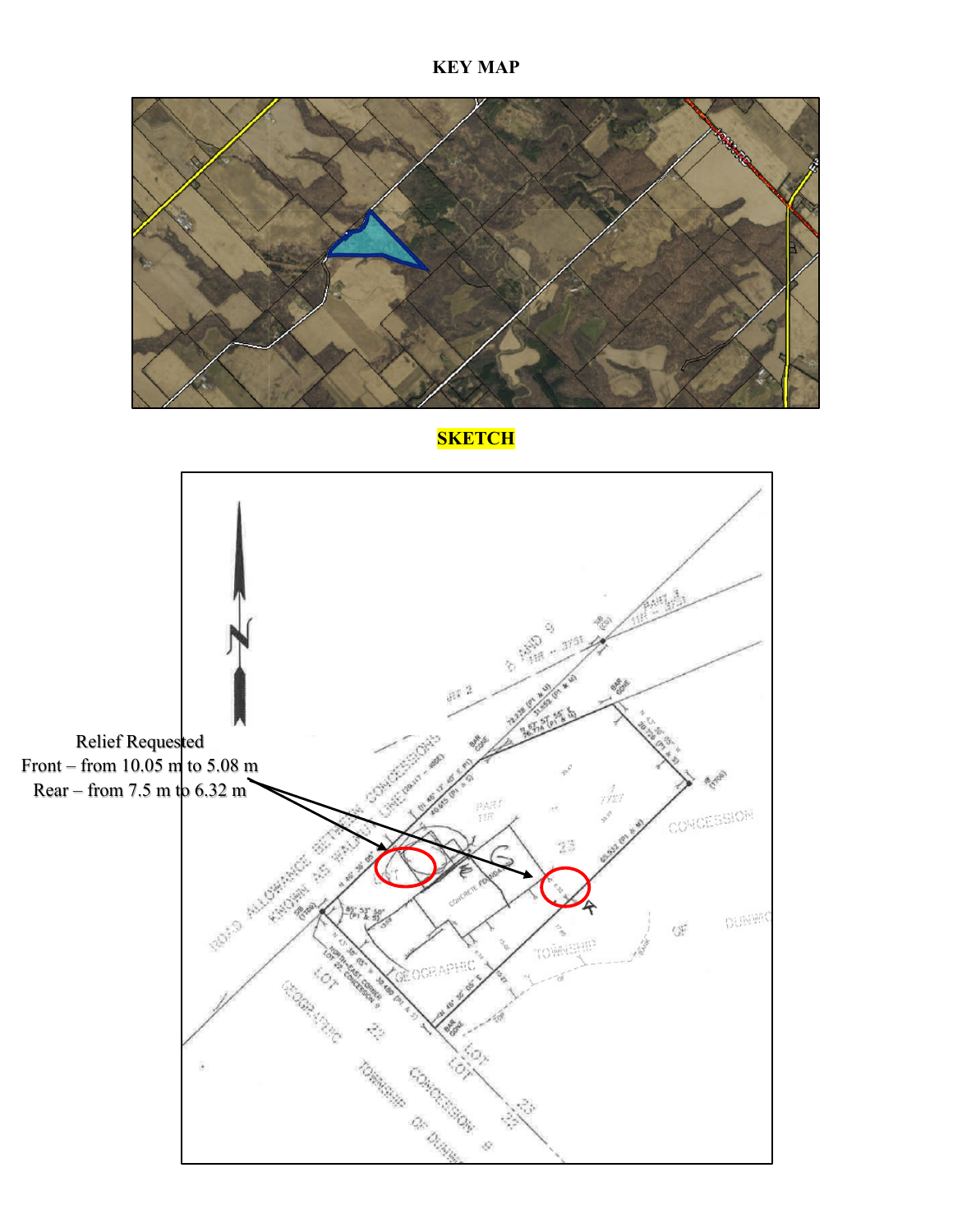**KEY MAP**

**SKETCH**

Relief Requested
Front – from 10.05 m to 5.08 m
Rear – from 7.5 m to 6.32 m